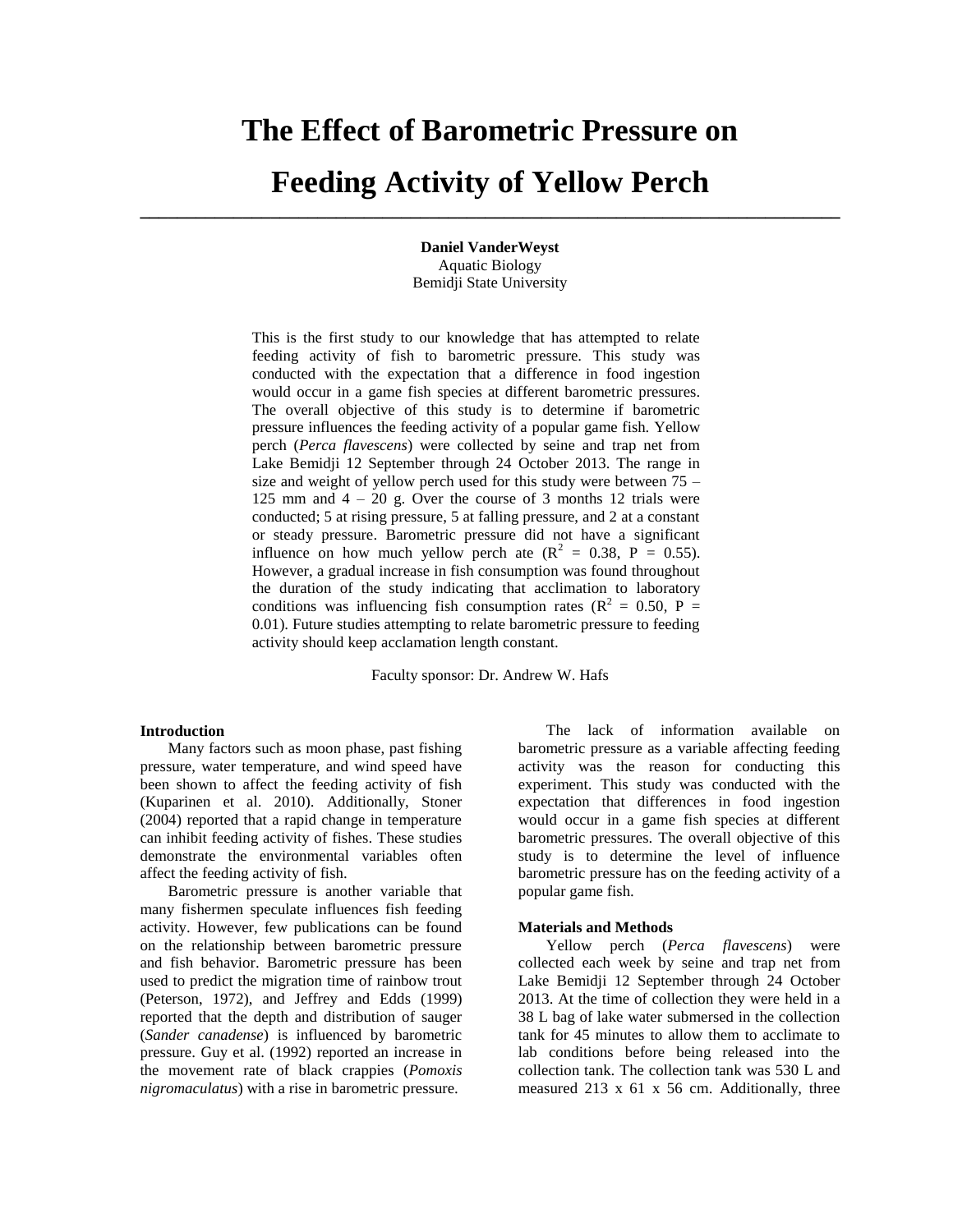# The Effect of Barometric Pressure on Feeding Activity of Yellow Perch

**Daniel VanderWeyst**
Aquatic Biology
Bemidji State University

This is the first study to our knowledge that has attempted to relate feeding activity of fish to barometric pressure. This study was conducted with the expectation that a difference in food ingestion would occur in a game fish species at different barometric pressures. The overall objective of this study is to determine if barometric pressure influences the feeding activity of a popular game fish. Yellow perch (*Perca flavescens*) were collected by seine and trap net from Lake Bemidji 12 September through 24 October 2013. The range in size and weight of yellow perch used for this study were between 75 – 125 mm and 4 – 20 g. Over the course of 3 months 12 trials were conducted; 5 at rising pressure, 5 at falling pressure, and 2 at a constant or steady pressure. Barometric pressure did not have a significant influence on how much yellow perch ate ($R^2$ = 0.38, P = 0.55). However, a gradual increase in fish consumption was found throughout the duration of the study indicating that acclimation to laboratory conditions was influencing fish consumption rates ($R^2$ = 0.50, P = 0.01). Future studies attempting to relate barometric pressure to feeding activity should keep acclamation length constant.

Faculty sponsor: Dr. Andrew W. Hafs

## Introduction

Many factors such as moon phase, past fishing pressure, water temperature, and wind speed have been shown to affect the feeding activity of fish (Kuparinen et al. 2010). Additionally, Stoner (2004) reported that a rapid change in temperature can inhibit feeding activity of fishes. These studies demonstrate the environmental variables often affect the feeding activity of fish.

Barometric pressure is another variable that many fishermen speculate influences fish feeding activity. However, few publications can be found on the relationship between barometric pressure and fish behavior. Barometric pressure has been used to predict the migration time of rainbow trout (Peterson, 1972), and Jeffrey and Edds (1999) reported that the depth and distribution of sauger (*Sander canadense*) is influenced by barometric pressure. Guy et al. (1992) reported an increase in the movement rate of black crappies (*Pomoxis nigromaculatus*) with a rise in barometric pressure.

The lack of information available on barometric pressure as a variable affecting feeding activity was the reason for conducting this experiment. This study was conducted with the expectation that differences in food ingestion would occur in a game fish species at different barometric pressures. The overall objective of this study is to determine the level of influence barometric pressure has on the feeding activity of a popular game fish.

## Materials and Methods

Yellow perch (*Perca flavescens*) were collected each week by seine and trap net from Lake Bemidji 12 September through 24 October 2013. At the time of collection they were held in a 38 L bag of lake water submersed in the collection tank for 45 minutes to allow them to acclimate to lab conditions before being released into the collection tank. The collection tank was 530 L and measured 213 x 61 x 56 cm. Additionally, three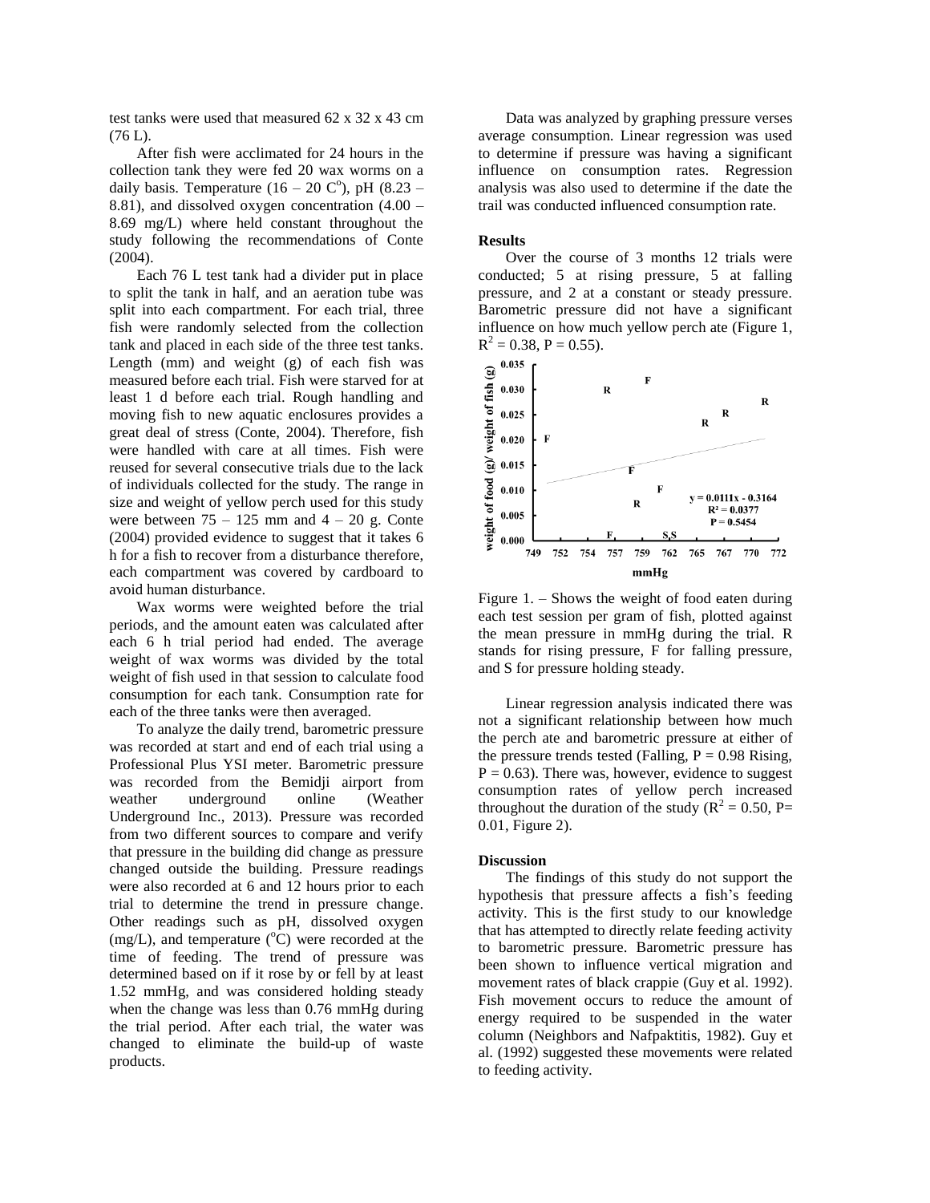test tanks were used that measured 62 x 32 x 43 cm (76 L).

After fish were acclimated for 24 hours in the collection tank they were fed 20 wax worms on a daily basis. Temperature (16 – 20 C$^o$), pH (8.23 – 8.81), and dissolved oxygen concentration (4.00 – 8.69 mg/L) where held constant throughout the study following the recommendations of Conte (2004).

Each 76 L test tank had a divider put in place to split the tank in half, and an aeration tube was split into each compartment. For each trial, three fish were randomly selected from the collection tank and placed in each side of the three test tanks. Length (mm) and weight (g) of each fish was measured before each trial. Fish were starved for at least 1 d before each trial. Rough handling and moving fish to new aquatic enclosures provides a great deal of stress (Conte, 2004). Therefore, fish were handled with care at all times. Fish were reused for several consecutive trials due to the lack of individuals collected for the study. The range in size and weight of yellow perch used for this study were between 75 – 125 mm and 4 – 20 g. Conte (2004) provided evidence to suggest that it takes 6 h for a fish to recover from a disturbance therefore, each compartment was covered by cardboard to avoid human disturbance.

Wax worms were weighted before the trial periods, and the amount eaten was calculated after each 6 h trial period had ended. The average weight of wax worms was divided by the total weight of fish used in that session to calculate food consumption for each tank. Consumption rate for each of the three tanks were then averaged.

To analyze the daily trend, barometric pressure was recorded at start and end of each trial using a Professional Plus YSI meter. Barometric pressure was recorded from the Bemidji airport from weather underground online (Weather Underground Inc., 2013). Pressure was recorded from two different sources to compare and verify that pressure in the building did change as pressure changed outside the building. Pressure readings were also recorded at 6 and 12 hours prior to each trial to determine the trend in pressure change. Other readings such as pH, dissolved oxygen (mg/L), and temperature ($^o$C) were recorded at the time of feeding. The trend of pressure was determined based on if it rose by or fell by at least 1.52 mmHg, and was considered holding steady when the change was less than 0.76 mmHg during the trial period. After each trial, the water was changed to eliminate the build-up of waste products.

Data was analyzed by graphing pressure verses average consumption. Linear regression was used to determine if pressure was having a significant influence on consumption rates. Regression analysis was also used to determine if the date the trail was conducted influenced consumption rate.

## Results

Over the course of 3 months 12 trials were conducted; 5 at rising pressure, 5 at falling pressure, and 2 at a constant or steady pressure. Barometric pressure did not have a significant influence on how much yellow perch ate (Figure 1, $R^2 = 0.38$, $P = 0.55$).

Figure 1. – Shows the weight of food eaten during each test session per gram of fish, plotted against the mean pressure in mmHg during the trial. R stands for rising pressure, F for falling pressure, and S for pressure holding steady.

Linear regression analysis indicated there was not a significant relationship between how much the perch ate and barometric pressure at either of the pressure trends tested (Falling, $P = 0.98$ Rising, $P = 0.63$). There was, however, evidence to suggest consumption rates of yellow perch increased throughout the duration of the study ($R^2 = 0.50$, $P= 0.01$, Figure 2).

## Discussion

The findings of this study do not support the hypothesis that pressure affects a fish's feeding activity. This is the first study to our knowledge that has attempted to directly relate feeding activity to barometric pressure. Barometric pressure has been shown to influence vertical migration and movement rates of black crappie (Guy et al. 1992). Fish movement occurs to reduce the amount of energy required to be suspended in the water column (Neighbors and Nafpaktitis, 1982). Guy et al. (1992) suggested these movements were related to feeding activity.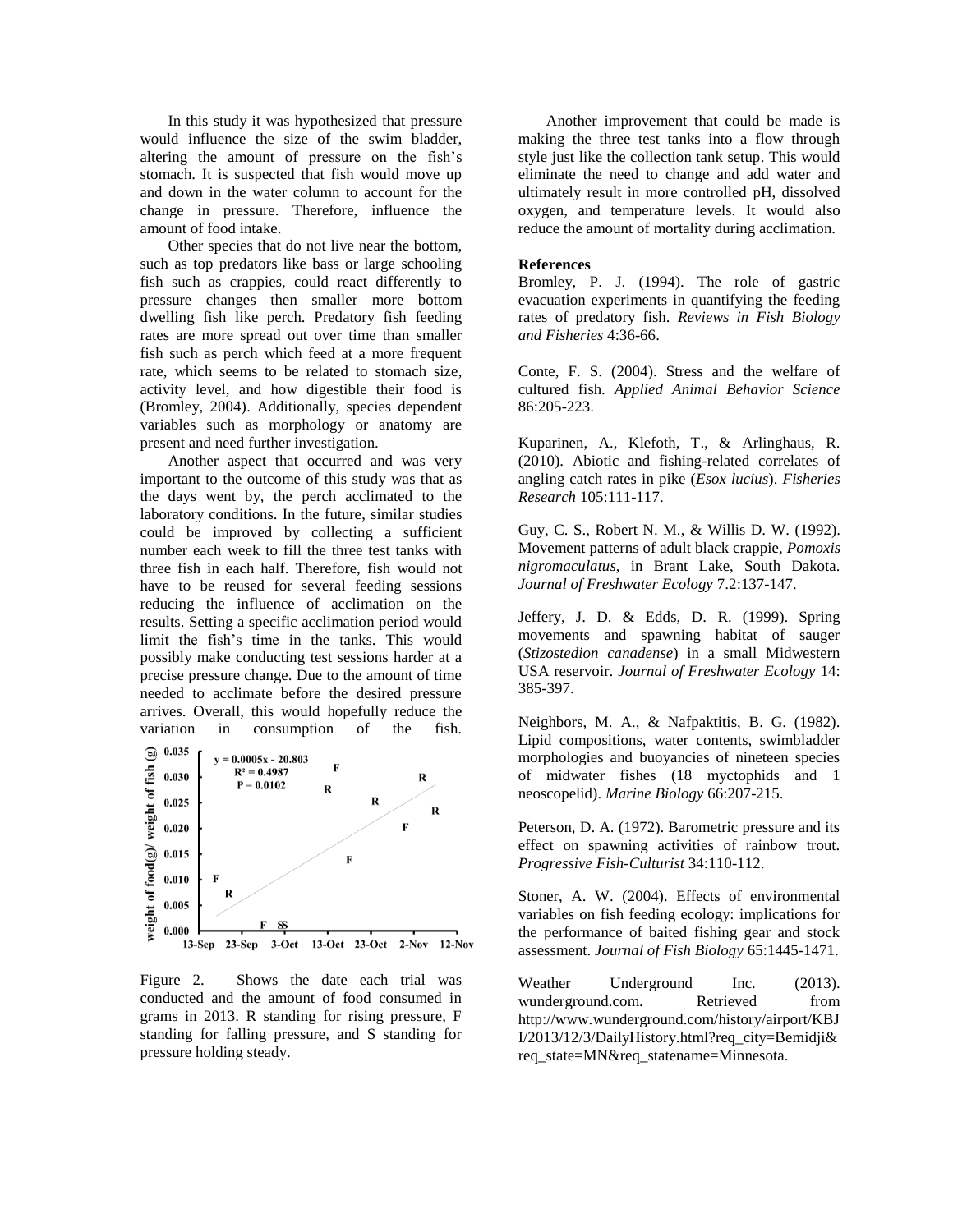In this study it was hypothesized that pressure would influence the size of the swim bladder, altering the amount of pressure on the fish's stomach. It is suspected that fish would move up and down in the water column to account for the change in pressure. Therefore, influence the amount of food intake.

Other species that do not live near the bottom, such as top predators like bass or large schooling fish such as crappies, could react differently to pressure changes then smaller more bottom dwelling fish like perch. Predatory fish feeding rates are more spread out over time than smaller fish such as perch which feed at a more frequent rate, which seems to be related to stomach size, activity level, and how digestible their food is (Bromley, 2004). Additionally, species dependent variables such as morphology or anatomy are present and need further investigation.

Another aspect that occurred and was very important to the outcome of this study was that as the days went by, the perch acclimated to the laboratory conditions. In the future, similar studies could be improved by collecting a sufficient number each week to fill the three test tanks with three fish in each half. Therefore, fish would not have to be reused for several feeding sessions reducing the influence of acclimation on the results. Setting a specific acclimation period would limit the fish's time in the tanks. This would possibly make conducting test sessions harder at a precise pressure change. Due to the amount of time needed to acclimate before the desired pressure arrives. Overall, this would hopefully reduce the variation in consumption of the fish.

weight of food(g)/ weight of fish (g)

0.035
0.030
0.025
0.020
0.015
0.010
0.005
0.000

$y = 0.0005x - 20.803$
$R^2 = 0.4987$
$P = 0.0102$

F R F R S S R R F R F R

13-Sep 23-Sep 3-Oct 13-Oct 23-Oct 2-Nov 12-Nov

Figure 2. – Shows the date each trial was conducted and the amount of food consumed in grams in 2013. R standing for rising pressure, F standing for falling pressure, and S standing for pressure holding steady.

Another improvement that could be made is making the three test tanks into a flow through style just like the collection tank setup. This would eliminate the need to change and add water and ultimately result in more controlled pH, dissolved oxygen, and temperature levels. It would also reduce the amount of mortality during acclimation.

**References**

Bromley, P. J. (1994). The role of gastric evacuation experiments in quantifying the feeding rates of predatory fish. *Reviews in Fish Biology and Fisheries* 4:36-66.

Conte, F. S. (2004). Stress and the welfare of cultured fish. *Applied Animal Behavior Science* 86:205-223.

Kuparinen, A., Klefoth, T., & Arlinghaus, R. (2010). Abiotic and fishing-related correlates of angling catch rates in pike (*Esox lucius*). *Fisheries Research* 105:111-117.

Guy, C. S., Robert N. M., & Willis D. W. (1992). Movement patterns of adult black crappie, *Pomoxis nigromaculatus*, in Brant Lake, South Dakota. *Journal of Freshwater Ecology* 7.2:137-147.

Jeffery, J. D. & Edds, D. R. (1999). Spring movements and spawning habitat of sauger (*Stizostedion canadense*) in a small Midwestern USA reservoir. *Journal of Freshwater Ecology* 14: 385-397.

Neighbors, M. A., & Nafpaktitis, B. G. (1982). Lipid compositions, water contents, swimbladder morphologies and buoyancies of nineteen species of midwater fishes (18 myctophids and 1 neoscopelid). *Marine Biology* 66:207-215.

Peterson, D. A. (1972). Barometric pressure and its effect on spawning activities of rainbow trout. *Progressive Fish-Culturist* 34:110-112.

Stoner, A. W. (2004). Effects of environmental variables on fish feeding ecology: implications for the performance of baited fishing gear and stock assessment. *Journal of Fish Biology* 65:1445-1471.

Weather Underground Inc. (2013). wunderground.com. Retrieved from http://www.wunderground.com/history/airport/KBJI/2013/12/3/DailyHistory.html?req_city=Bemidji&req_state=MN&req_statename=Minnesota.